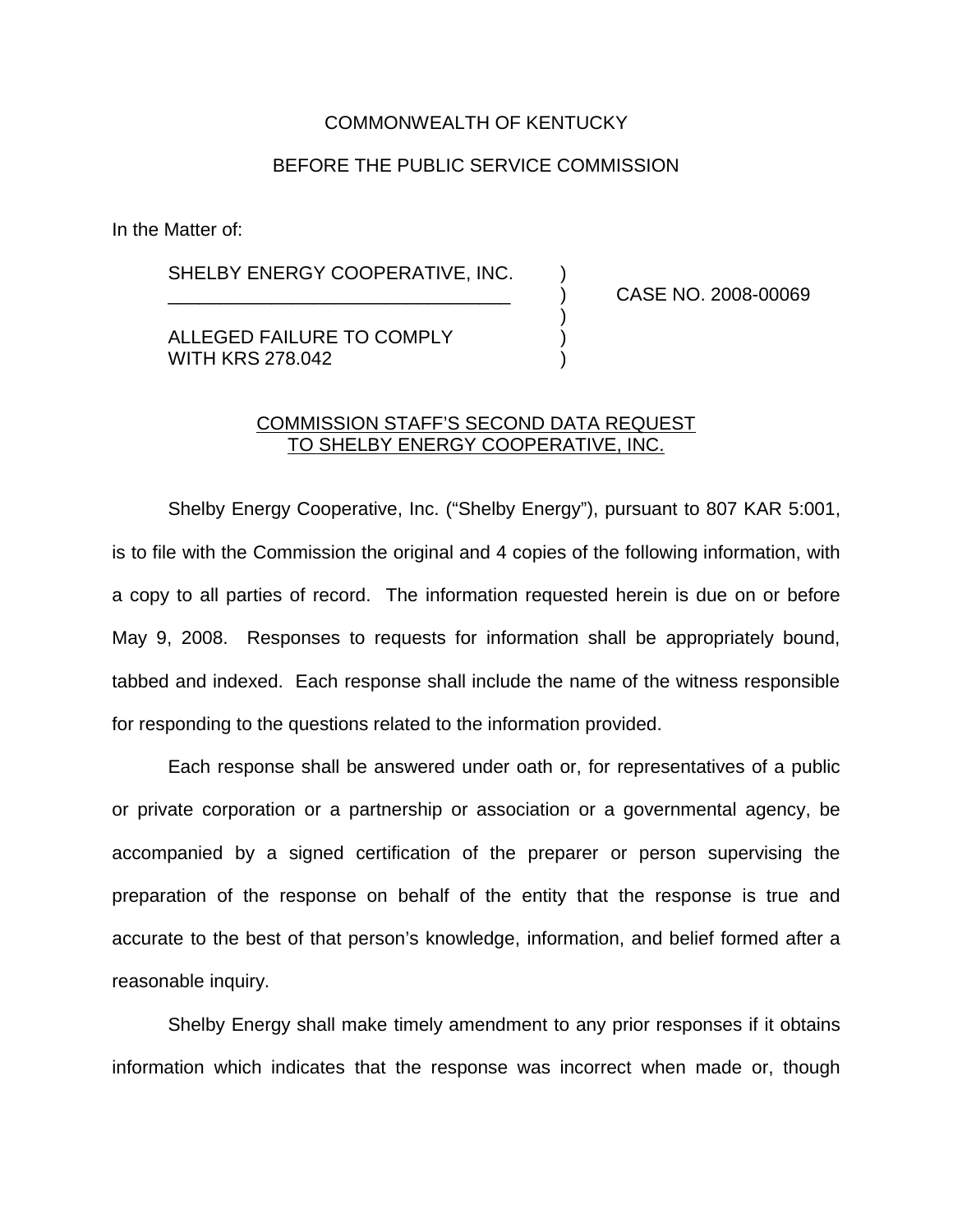COMMONWEALTH OF KENTUCKY

BEFORE THE PUBLIC SERVICE COMMISSION

In the Matter of:

| | | |
|---|---|---|
| SHELBY ENERGY COOPERATIVE, INC. | ) | |
| _________________________________ | ) | CASE NO. 2008-00069 |
| | ) | |
| ALLEGED FAILURE TO COMPLY | ) | |
| WITH KRS 278.042 | ) | |

COMMISSION STAFF'S SECOND DATA REQUEST
TO SHELBY ENERGY COOPERATIVE, INC.

Shelby Energy Cooperative, Inc. ("Shelby Energy"), pursuant to 807 KAR 5:001, is to file with the Commission the original and 4 copies of the following information, with a copy to all parties of record. The information requested herein is due on or before May 9, 2008. Responses to requests for information shall be appropriately bound, tabbed and indexed. Each response shall include the name of the witness responsible for responding to the questions related to the information provided.

Each response shall be answered under oath or, for representatives of a public or private corporation or a partnership or association or a governmental agency, be accompanied by a signed certification of the preparer or person supervising the preparation of the response on behalf of the entity that the response is true and accurate to the best of that person's knowledge, information, and belief formed after a reasonable inquiry.

Shelby Energy shall make timely amendment to any prior responses if it obtains information which indicates that the response was incorrect when made or, though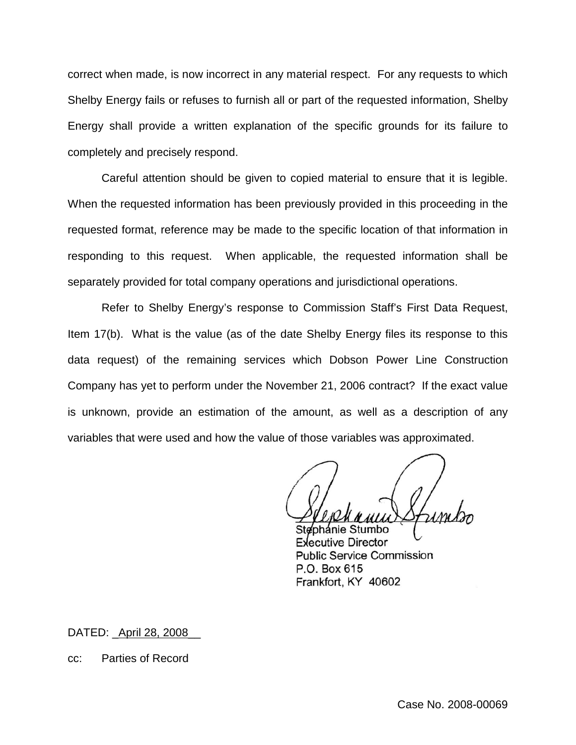correct when made, is now incorrect in any material respect. For any requests to which Shelby Energy fails or refuses to furnish all or part of the requested information, Shelby Energy shall provide a written explanation of the specific grounds for its failure to completely and precisely respond.

Careful attention should be given to copied material to ensure that it is legible. When the requested information has been previously provided in this proceeding in the requested format, reference may be made to the specific location of that information in responding to this request. When applicable, the requested information shall be separately provided for total company operations and jurisdictional operations.

Refer to Shelby Energy's response to Commission Staff's First Data Request, Item 17(b). What is the value (as of the date Shelby Energy files its response to this data request) of the remaining services which Dobson Power Line Construction Company has yet to perform under the November 21, 2006 contract? If the exact value is unknown, provide an estimation of the amount, as well as a description of any variables that were used and how the value of those variables was approximated.

Stephanie Stumbo
Executive Director
Public Service Commission
P.O. Box 615
Frankfort, KY 40602

DATED: April 28, 2008

cc: Parties of Record

Case No. 2008-00069